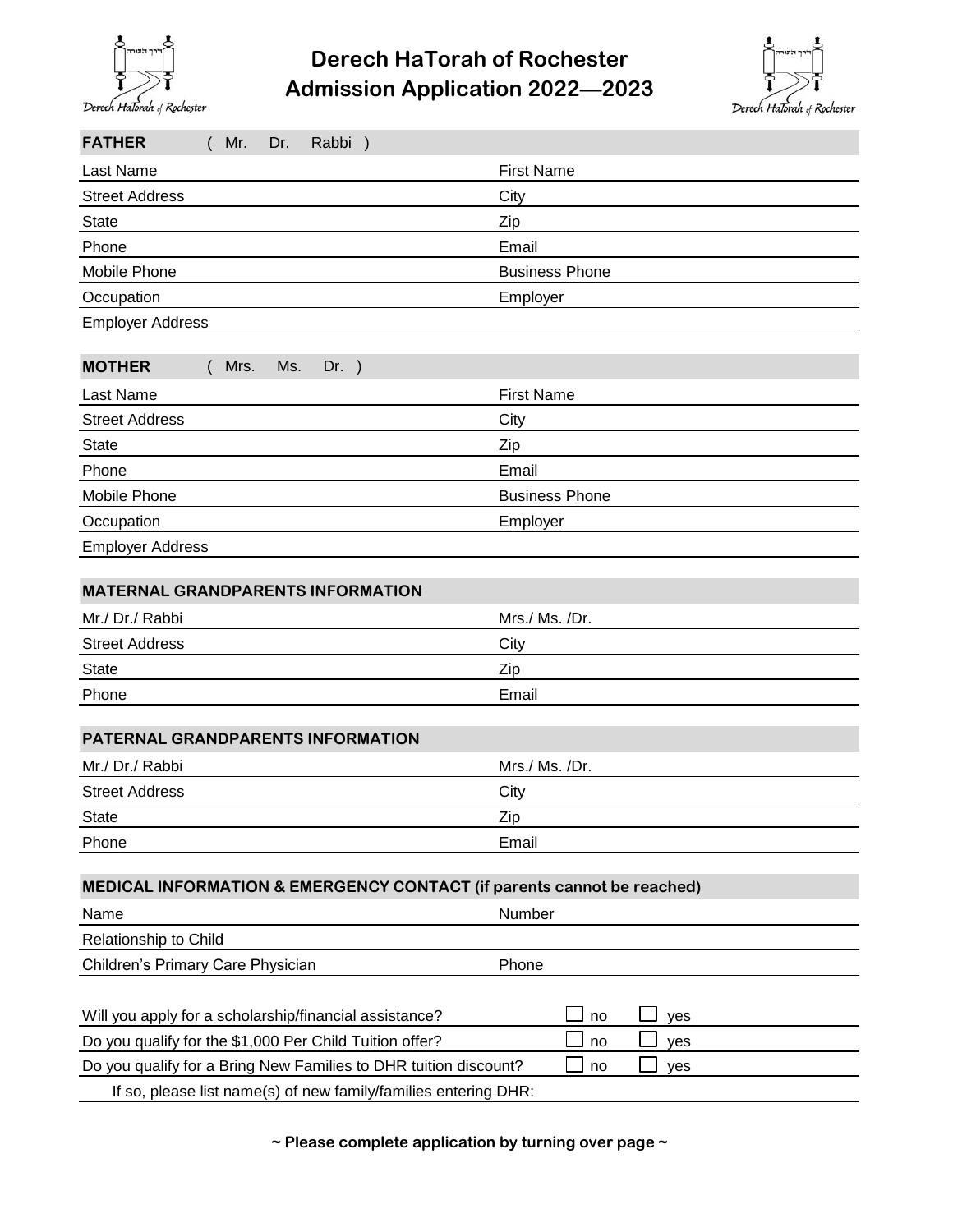# Derech HaTorah of Rochester Admission Application 2022—2023

**FATHER** ( Mr. Dr. Rabbi )

| | |
|---|---|
| Last Name | First Name |
| Street Address | City |
| State | Zip |
| Phone | Email |
| Mobile Phone | Business Phone |
| Occupation | Employer |
| Employer Address | |

**MOTHER** ( Mrs. Ms. Dr. )

| | |
|---|---|
| Last Name | First Name |
| Street Address | City |
| State | Zip |
| Phone | Email |
| Mobile Phone | Business Phone |
| Occupation | Employer |
| Employer Address | |

**MATERNAL GRANDPARENTS INFORMATION**

| | |
|---|---|
| Mr./ Dr./ Rabbi | Mrs./ Ms. /Dr. |
| Street Address | City |
| State | Zip |
| Phone | Email |

**PATERNAL GRANDPARENTS INFORMATION**

| | |
|---|---|
| Mr./ Dr./ Rabbi | Mrs./ Ms. /Dr. |
| Street Address | City |
| State | Zip |
| Phone | Email |

**MEDICAL INFORMATION & EMERGENCY CONTACT (if parents cannot be reached)**

| | |
|---|---|
| Name | Number |
| Relationship to Child | |
| Children's Primary Care Physician | Phone |

| | | |
|---|---|---|
| Will you apply for a scholarship/financial assistance? | ☐ no | ☐ yes |
| Do you qualify for the $1,000 Per Child Tuition offer? | ☐ no | ☐ yes |
| Do you qualify for a Bring New Families to DHR tuition discount? | ☐ no | ☐ yes |

If so, please list name(s) of new family/families entering DHR:

**~ Please complete application by turning over page ~**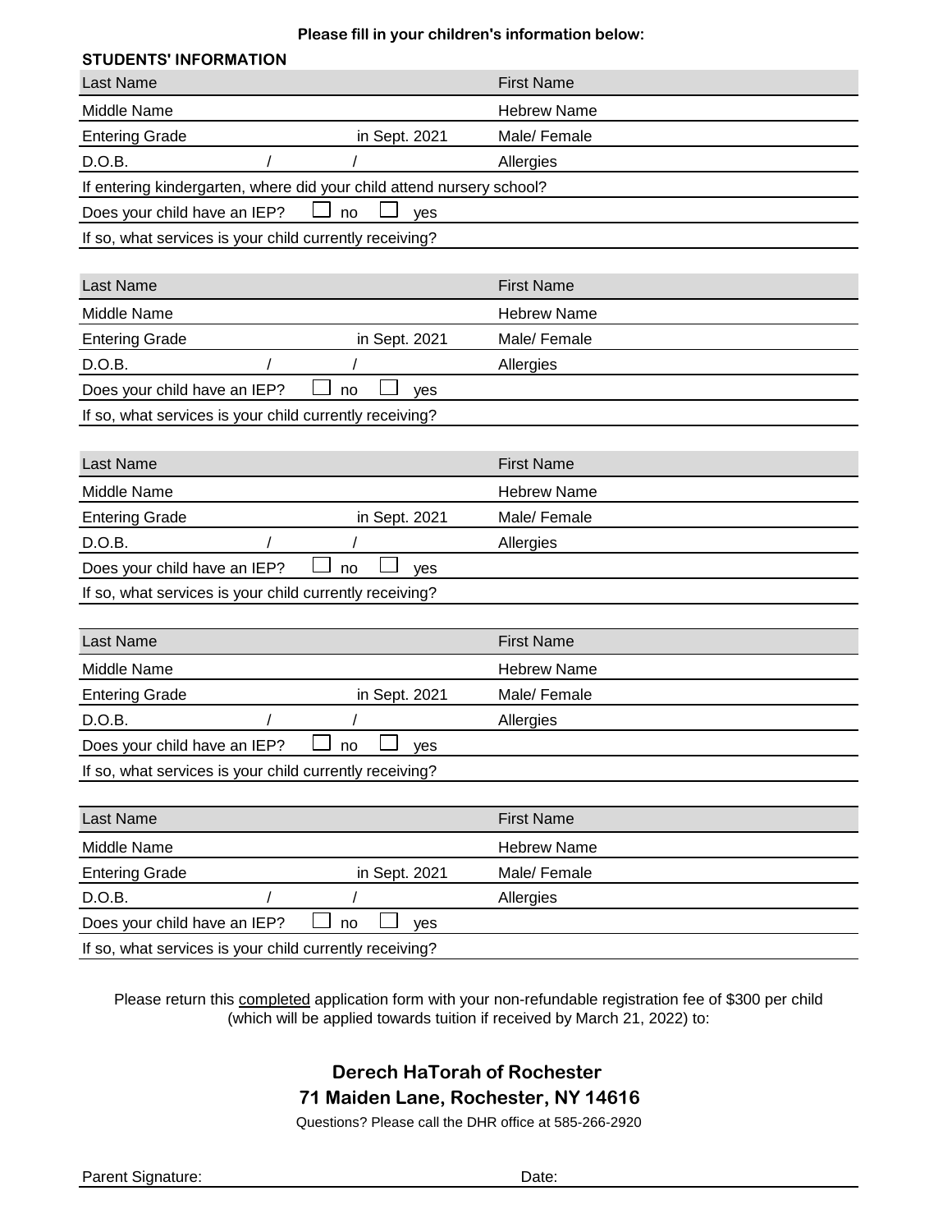**Please fill in your children's information below:**

**STUDENTS' INFORMATION**

| | |
|---|---|
| Last Name | First Name |
| Middle Name | Hebrew Name |
| Entering Grade in Sept. 2021 | Male/ Female |
| D.O.B. / / | Allergies |
| If entering kindergarten, where did your child attend nursery school? | |
| Does your child have an IEP? ☐ no ☐ yes | |
| If so, what services is your child currently receiving? | |

| | |
|---|---|
| Last Name | First Name |
| Middle Name | Hebrew Name |
| Entering Grade in Sept. 2021 | Male/ Female |
| D.O.B. / / | Allergies |
| Does your child have an IEP? ☐ no ☐ yes | |
| If so, what services is your child currently receiving? | |

| | |
|---|---|
| Last Name | First Name |
| Middle Name | Hebrew Name |
| Entering Grade in Sept. 2021 | Male/ Female |
| D.O.B. / / | Allergies |
| Does your child have an IEP? ☐ no ☐ yes | |
| If so, what services is your child currently receiving? | |

| | |
|---|---|
| Last Name | First Name |
| Middle Name | Hebrew Name |
| Entering Grade in Sept. 2021 | Male/ Female |
| D.O.B. / / | Allergies |
| Does your child have an IEP? ☐ no ☐ yes | |
| If so, what services is your child currently receiving? | |

| | |
|---|---|
| Last Name | First Name |
| Middle Name | Hebrew Name |
| Entering Grade in Sept. 2021 | Male/ Female |
| D.O.B. / / | Allergies |
| Does your child have an IEP? ☐ no ☐ yes | |
| If so, what services is your child currently receiving? | |

Please return this completed application form with your non-refundable registration fee of $300 per child (which will be applied towards tuition if received by March 21, 2022) to:

**Derech HaTorah of Rochester**
**71 Maiden Lane, Rochester, NY 14616**

Questions? Please call the DHR office at 585-266-2920

Parent Signature: Date: